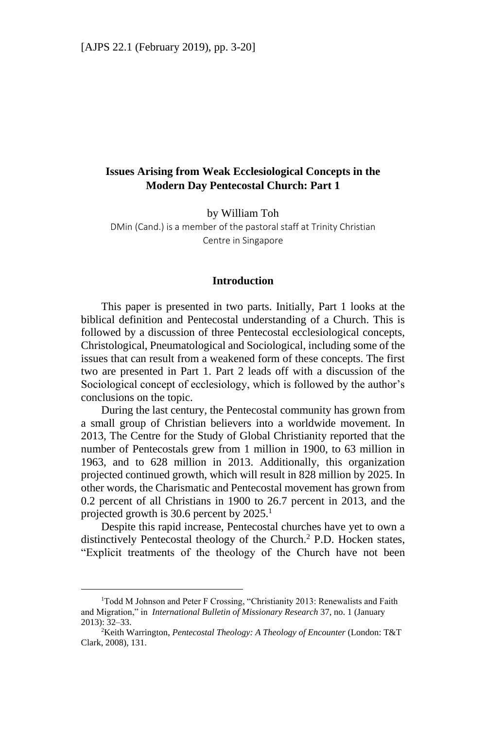# Issues Arising from Weak Ecclesiological Concepts in the Modern Day Pentecostal Church: Part 1

by William Toh

DMin (Cand.) is a member of the pastoral staff at Trinity Christian Centre in Singapore

## Introduction

This paper is presented in two parts. Initially, Part 1 looks at the biblical definition and Pentecostal understanding of a Church. This is followed by a discussion of three Pentecostal ecclesiological concepts, Christological, Pneumatological and Sociological, including some of the issues that can result from a weakened form of these concepts. The first two are presented in Part 1. Part 2 leads off with a discussion of the Sociological concept of ecclesiology, which is followed by the author's conclusions on the topic.

During the last century, the Pentecostal community has grown from a small group of Christian believers into a worldwide movement. In 2013, The Centre for the Study of Global Christianity reported that the number of Pentecostals grew from 1 million in 1900, to 63 million in 1963, and to 628 million in 2013. Additionally, this organization projected continued growth, which will result in 828 million by 2025. In other words, the Charismatic and Pentecostal movement has grown from 0.2 percent of all Christians in 1900 to 26.7 percent in 2013, and the projected growth is 30.6 percent by 2025.[1]

Despite this rapid increase, Pentecostal churches have yet to own a distinctively Pentecostal theology of the Church.[2] P.D. Hocken states, "Explicit treatments of the theology of the Church have not been

---

[1] Todd M Johnson and Peter F Crossing, "Christianity 2013: Renewalists and Faith and Migration," in *International Bulletin of Missionary Research* 37, no. 1 (January 2013): 32–33.

[2] Keith Warrington, *Pentecostal Theology: A Theology of Encounter* (London: T&T Clark, 2008), 131.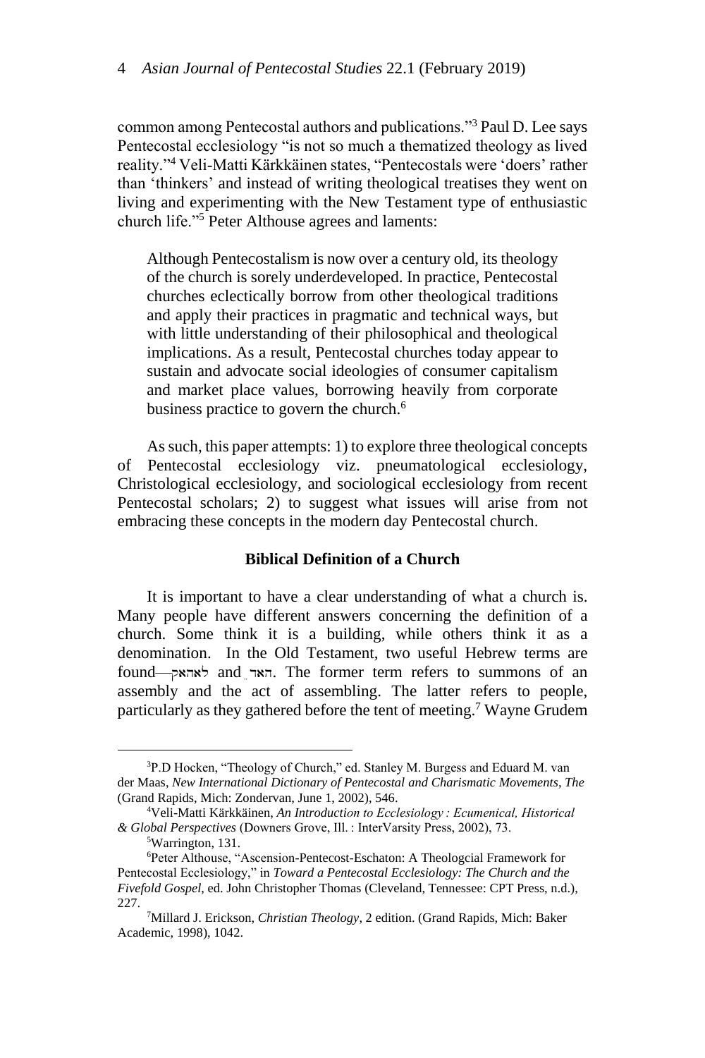common among Pentecostal authors and publications."[3] Paul D. Lee says Pentecostal ecclesiology "is not so much a thematized theology as lived reality."[4] Veli-Matti Kärkkäinen states, "Pentecostals were 'doers' rather than 'thinkers' and instead of writing theological treatises they went on living and experimenting with the New Testament type of enthusiastic church life."[5] Peter Althouse agrees and laments:

> Although Pentecostalism is now over a century old, its theology of the church is sorely underdeveloped. In practice, Pentecostal churches eclectically borrow from other theological traditions and apply their practices in pragmatic and technical ways, but with little understanding of their philosophical and theological implications. As a result, Pentecostal churches today appear to sustain and advocate social ideologies of consumer capitalism and market place values, borrowing heavily from corporate business practice to govern the church.[6]

As such, this paper attempts: 1) to explore three theological concepts of Pentecostal ecclesiology viz. pneumatological ecclesiology, Christological ecclesiology, and sociological ecclesiology from recent Pentecostal scholars; 2) to suggest what issues will arise from not embracing these concepts in the modern day Pentecostal church.

### Biblical Definition of a Church

It is important to have a clear understanding of what a church is. Many people have different answers concerning the definition of a church. Some think it is a building, while others think it as a denomination. In the Old Testament, two useful Hebrew terms are found—לאהאק and האר. The former term refers to summons of an assembly and the act of assembling. The latter refers to people, particularly as they gathered before the tent of meeting.[7] Wayne Grudem

---

[3] P.D Hocken, "Theology of Church," ed. Stanley M. Burgess and Eduard M. van der Maas, *New International Dictionary of Pentecostal and Charismatic Movements, The* (Grand Rapids, Mich: Zondervan, June 1, 2002), 546.

[4] Veli-Matti Kärkkäinen, *An Introduction to Ecclesiology : Ecumenical, Historical & Global Perspectives* (Downers Grove, Ill. : InterVarsity Press, 2002), 73.

[5] Warrington, 131.

[6] Peter Althouse, "Ascension-Pentecost-Eschaton: A Theologcial Framework for Pentecostal Ecclesiology," in *Toward a Pentecostal Ecclesiology: The Church and the Fivefold Gospel*, ed. John Christopher Thomas (Cleveland, Tennessee: CPT Press, n.d.), 227.

[7] Millard J. Erickson, *Christian Theology*, 2 edition. (Grand Rapids, Mich: Baker Academic, 1998), 1042.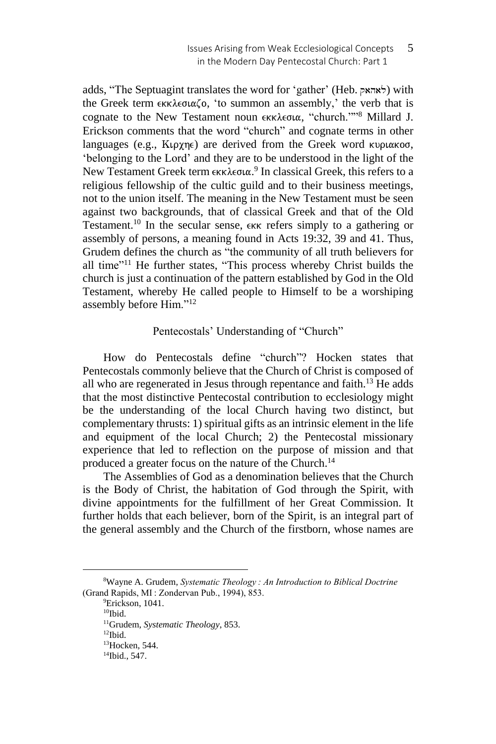adds, "The Septuagint translates the word for 'gather' (Heb. לאהאק) with the Greek term εκκλεσιαζο, 'to summon an assembly,' the verb that is cognate to the New Testament noun εκκλεσια, "church.""[8] Millard J. Erickson comments that the word "church" and cognate terms in other languages (e.g., Κιρχηε) are derived from the Greek word κυριακοσ, 'belonging to the Lord' and they are to be understood in the light of the New Testament Greek term εκκλεσια.[9] In classical Greek, this refers to a religious fellowship of the cultic guild and to their business meetings, not to the union itself. The meaning in the New Testament must be seen against two backgrounds, that of classical Greek and that of the Old Testament.[10] In the secular sense, εκκ refers simply to a gathering or assembly of persons, a meaning found in Acts 19:32, 39 and 41. Thus, Grudem defines the church as "the community of all truth believers for all time"[11] He further states, "This process whereby Christ builds the church is just a continuation of the pattern established by God in the Old Testament, whereby He called people to Himself to be a worshiping assembly before Him."[12]

## Pentecostals' Understanding of "Church"

How do Pentecostals define "church"? Hocken states that Pentecostals commonly believe that the Church of Christ is composed of all who are regenerated in Jesus through repentance and faith.[13] He adds that the most distinctive Pentecostal contribution to ecclesiology might be the understanding of the local Church having two distinct, but complementary thrusts: 1) spiritual gifts as an intrinsic element in the life and equipment of the local Church; 2) the Pentecostal missionary experience that led to reflection on the purpose of mission and that produced a greater focus on the nature of the Church.[14]

The Assemblies of God as a denomination believes that the Church is the Body of Christ, the habitation of God through the Spirit, with divine appointments for the fulfillment of her Great Commission. It further holds that each believer, born of the Spirit, is an integral part of the general assembly and the Church of the firstborn, whose names are

---

[8] Wayne A. Grudem, *Systematic Theology : An Introduction to Biblical Doctrine* (Grand Rapids, MI : Zondervan Pub., 1994), 853.

[9] Erickson, 1041.

[10] Ibid.

[11] Grudem, *Systematic Theology*, 853.

[12] Ibid.

[13] Hocken, 544.

[14] Ibid., 547.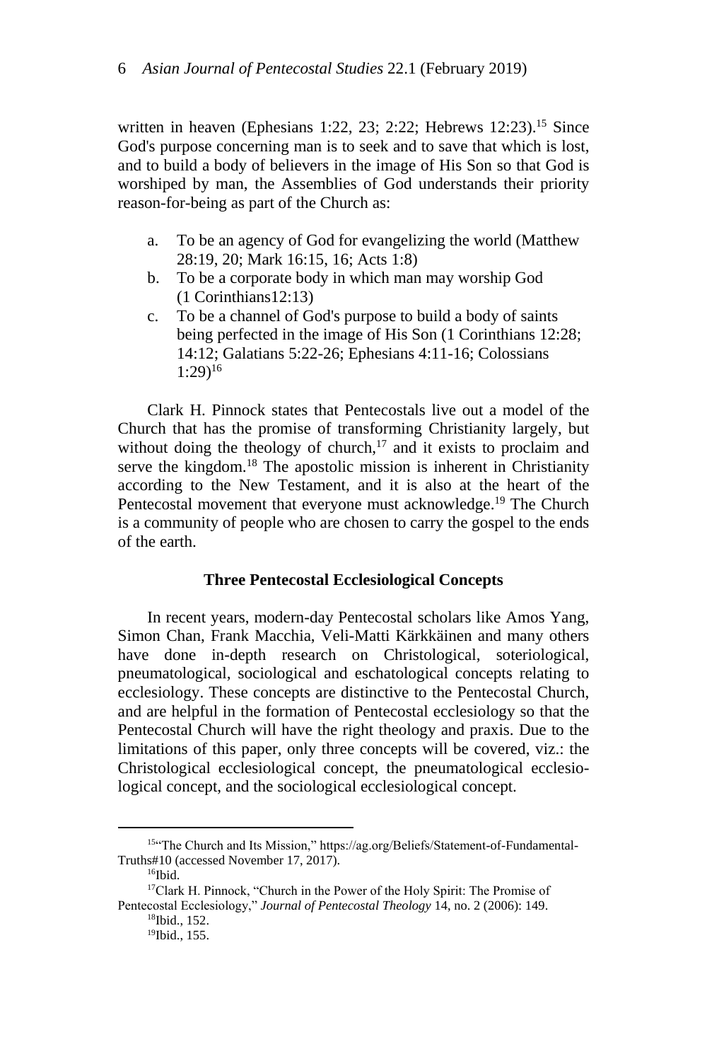written in heaven (Ephesians 1:22, 23; 2:22; Hebrews 12:23).[15] Since God's purpose concerning man is to seek and to save that which is lost, and to build a body of believers in the image of His Son so that God is worshiped by man, the Assemblies of God understands their priority reason-for-being as part of the Church as:

a. To be an agency of God for evangelizing the world (Matthew 28:19, 20; Mark 16:15, 16; Acts 1:8)
b. To be a corporate body in which man may worship God (1 Corinthians12:13)
c. To be a channel of God's purpose to build a body of saints being perfected in the image of His Son (1 Corinthians 12:28; 14:12; Galatians 5:22-26; Ephesians 4:11-16; Colossians 1:29)[16]

Clark H. Pinnock states that Pentecostals live out a model of the Church that has the promise of transforming Christianity largely, but without doing the theology of church,[17] and it exists to proclaim and serve the kingdom.[18] The apostolic mission is inherent in Christianity according to the New Testament, and it is also at the heart of the Pentecostal movement that everyone must acknowledge.[19] The Church is a community of people who are chosen to carry the gospel to the ends of the earth.

## Three Pentecostal Ecclesiological Concepts

In recent years, modern-day Pentecostal scholars like Amos Yang, Simon Chan, Frank Macchia, Veli-Matti Kärkkäinen and many others have done in-depth research on Christological, soteriological, pneumatological, sociological and eschatological concepts relating to ecclesiology. These concepts are distinctive to the Pentecostal Church, and are helpful in the formation of Pentecostal ecclesiology so that the Pentecostal Church will have the right theology and praxis. Due to the limitations of this paper, only three concepts will be covered, viz.: the Christological ecclesiological concept, the pneumatological ecclesiological concept, and the sociological ecclesiological concept.

---

[15]"The Church and Its Mission," https://ag.org/Beliefs/Statement-of-Fundamental-Truths#10 (accessed November 17, 2017).

[16]Ibid.

[17]Clark H. Pinnock, "Church in the Power of the Holy Spirit: The Promise of Pentecostal Ecclesiology," *Journal of Pentecostal Theology* 14, no. 2 (2006): 149.

[18]Ibid., 152.

[19]Ibid., 155.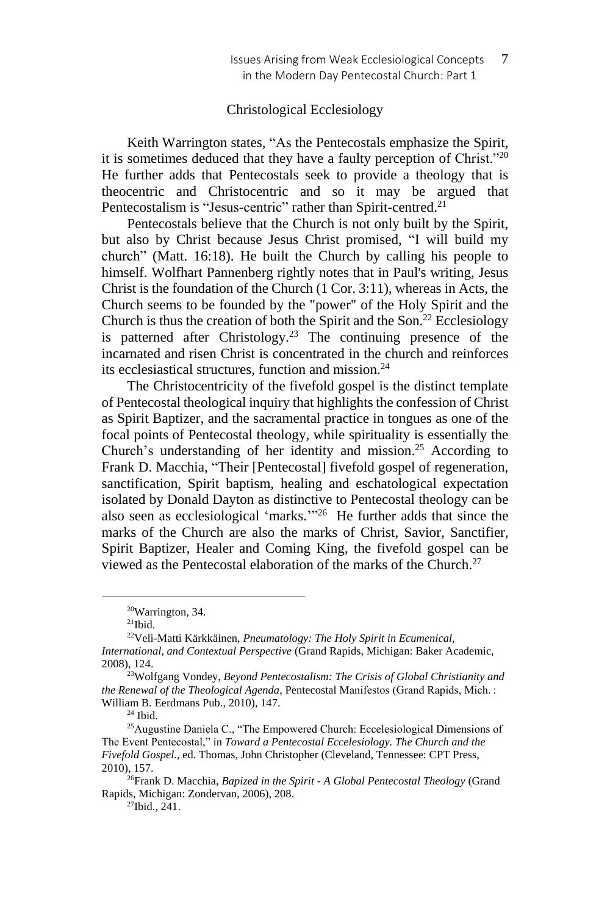## Christological Ecclesiology

Keith Warrington states, "As the Pentecostals emphasize the Spirit, it is sometimes deduced that they have a faulty perception of Christ."[20] He further adds that Pentecostals seek to provide a theology that is theocentric and Christocentric and so it may be argued that Pentecostalism is "Jesus-centric" rather than Spirit-centred.[21]

Pentecostals believe that the Church is not only built by the Spirit, but also by Christ because Jesus Christ promised, "I will build my church" (Matt. 16:18). He built the Church by calling his people to himself. Wolfhart Pannenberg rightly notes that in Paul's writing, Jesus Christ is the foundation of the Church (1 Cor. 3:11), whereas in Acts, the Church seems to be founded by the "power" of the Holy Spirit and the Church is thus the creation of both the Spirit and the Son.[22] Ecclesiology is patterned after Christology.[23] The continuing presence of the incarnated and risen Christ is concentrated in the church and reinforces its ecclesiastical structures, function and mission.[24]

The Christocentricity of the fivefold gospel is the distinct template of Pentecostal theological inquiry that highlights the confession of Christ as Spirit Baptizer, and the sacramental practice in tongues as one of the focal points of Pentecostal theology, while spirituality is essentially the Church's understanding of her identity and mission.[25] According to Frank D. Macchia, "Their [Pentecostal] fivefold gospel of regeneration, sanctification, Spirit baptism, healing and eschatological expectation isolated by Donald Dayton as distinctive to Pentecostal theology can be also seen as ecclesiological 'marks.'"[26] He further adds that since the marks of the Church are also the marks of Christ, Savior, Sanctifier, Spirit Baptizer, Healer and Coming King, the fivefold gospel can be viewed as the Pentecostal elaboration of the marks of the Church.[27]

---

[20]Warrington, 34.

[21]Ibid.

[22]Veli-Matti Kärkkäinen, *Pneumatology: The Holy Spirit in Ecumenical, International, and Contextual Perspective* (Grand Rapids, Michigan: Baker Academic, 2008), 124.

[23]Wolfgang Vondey, *Beyond Pentecostalism: The Crisis of Global Christianity and the Renewal of the Theological Agenda*, Pentecostal Manifestos (Grand Rapids, Mich. : William B. Eerdmans Pub., 2010), 147.

[24] Ibid.

[25]Augustine Daniela C., "The Empowered Church: Eccelesiological Dimensions of The Event Pentecostal," in *Toward a Pentecostal Eccelesiology. The Church and the Fivefold Gospel.*, ed. Thomas, John Christopher (Cleveland, Tennessee: CPT Press, 2010), 157.

[26]Frank D. Macchia, *Bapized in the Spirit - A Global Pentecostal Theology* (Grand Rapids, Michigan: Zondervan, 2006), 208.

[27]Ibid., 241.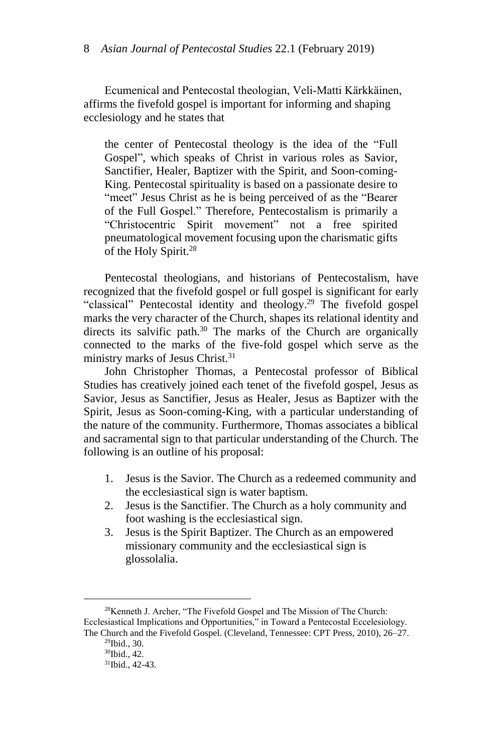Ecumenical and Pentecostal theologian, Veli-Matti Kärkkäinen, affirms the fivefold gospel is important for informing and shaping ecclesiology and he states that

> the center of Pentecostal theology is the idea of the "Full Gospel", which speaks of Christ in various roles as Savior, Sanctifier, Healer, Baptizer with the Spirit, and Soon-coming-King. Pentecostal spirituality is based on a passionate desire to "meet" Jesus Christ as he is being perceived of as the "Bearer of the Full Gospel." Therefore, Pentecostalism is primarily a "Christocentric Spirit movement" not a free spirited pneumatological movement focusing upon the charismatic gifts of the Holy Spirit.[28]

Pentecostal theologians, and historians of Pentecostalism, have recognized that the fivefold gospel or full gospel is significant for early "classical" Pentecostal identity and theology.[29] The fivefold gospel marks the very character of the Church, shapes its relational identity and directs its salvific path.[30] The marks of the Church are organically connected to the marks of the five-fold gospel which serve as the ministry marks of Jesus Christ.[31]

John Christopher Thomas, a Pentecostal professor of Biblical Studies has creatively joined each tenet of the fivefold gospel, Jesus as Savior, Jesus as Sanctifier, Jesus as Healer, Jesus as Baptizer with the Spirit, Jesus as Soon-coming-King, with a particular understanding of the nature of the community. Furthermore, Thomas associates a biblical and sacramental sign to that particular understanding of the Church. The following is an outline of his proposal:

1. Jesus is the Savior. The Church as a redeemed community and the ecclesiastical sign is water baptism.
2. Jesus is the Sanctifier. The Church as a holy community and foot washing is the ecclesiastical sign.
3. Jesus is the Spirit Baptizer. The Church as an empowered missionary community and the ecclesiastical sign is glossolalia.

---

[28]Kenneth J. Archer, "The Fivefold Gospel and The Mission of The Church: Ecclesiastical Implications and Opportunities," in Toward a Pentecostal Eccelesiology. The Church and the Fivefold Gospel. (Cleveland, Tennessee: CPT Press, 2010), 26–27.

[29]Ibid., 30.

[30]Ibid., 42.

[31]Ibid., 42-43.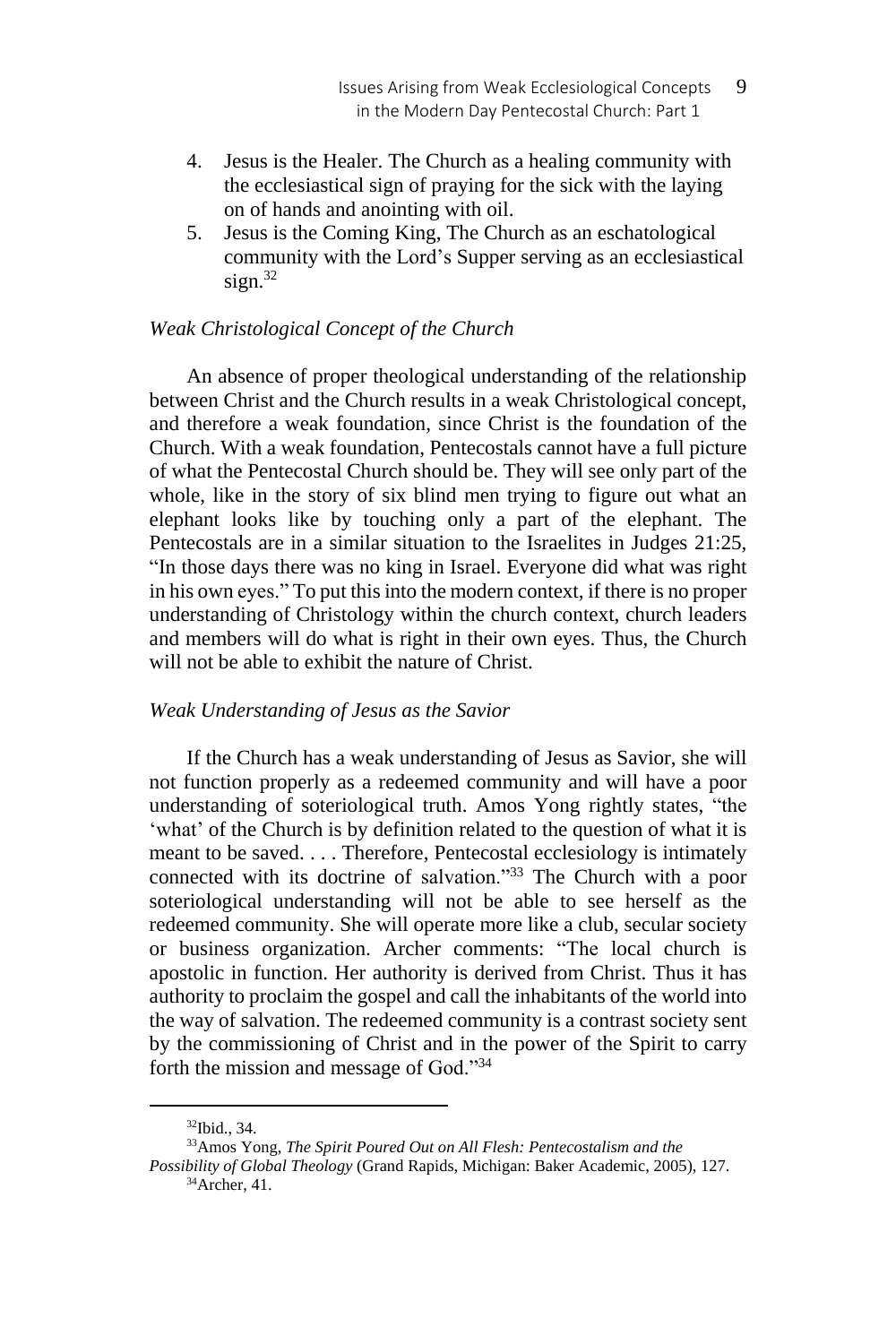4. Jesus is the Healer. The Church as a healing community with the ecclesiastical sign of praying for the sick with the laying on of hands and anointing with oil.
5. Jesus is the Coming King, The Church as an eschatological community with the Lord's Supper serving as an ecclesiastical sign.[32]

*Weak Christological Concept of the Church*

An absence of proper theological understanding of the relationship between Christ and the Church results in a weak Christological concept, and therefore a weak foundation, since Christ is the foundation of the Church. With a weak foundation, Pentecostals cannot have a full picture of what the Pentecostal Church should be. They will see only part of the whole, like in the story of six blind men trying to figure out what an elephant looks like by touching only a part of the elephant. The Pentecostals are in a similar situation to the Israelites in Judges 21:25, "In those days there was no king in Israel. Everyone did what was right in his own eyes." To put this into the modern context, if there is no proper understanding of Christology within the church context, church leaders and members will do what is right in their own eyes. Thus, the Church will not be able to exhibit the nature of Christ.

*Weak Understanding of Jesus as the Savior*

If the Church has a weak understanding of Jesus as Savior, she will not function properly as a redeemed community and will have a poor understanding of soteriological truth. Amos Yong rightly states, "the 'what' of the Church is by definition related to the question of what it is meant to be saved. . . . Therefore, Pentecostal ecclesiology is intimately connected with its doctrine of salvation."[33] The Church with a poor soteriological understanding will not be able to see herself as the redeemed community. She will operate more like a club, secular society or business organization. Archer comments: "The local church is apostolic in function. Her authority is derived from Christ. Thus it has authority to proclaim the gospel and call the inhabitants of the world into the way of salvation. The redeemed community is a contrast society sent by the commissioning of Christ and in the power of the Spirit to carry forth the mission and message of God."[34]

---

[32]Ibid., 34.

[33]Amos Yong, *The Spirit Poured Out on All Flesh: Pentecostalism and the Possibility of Global Theology* (Grand Rapids, Michigan: Baker Academic, 2005), 127.

[34]Archer, 41.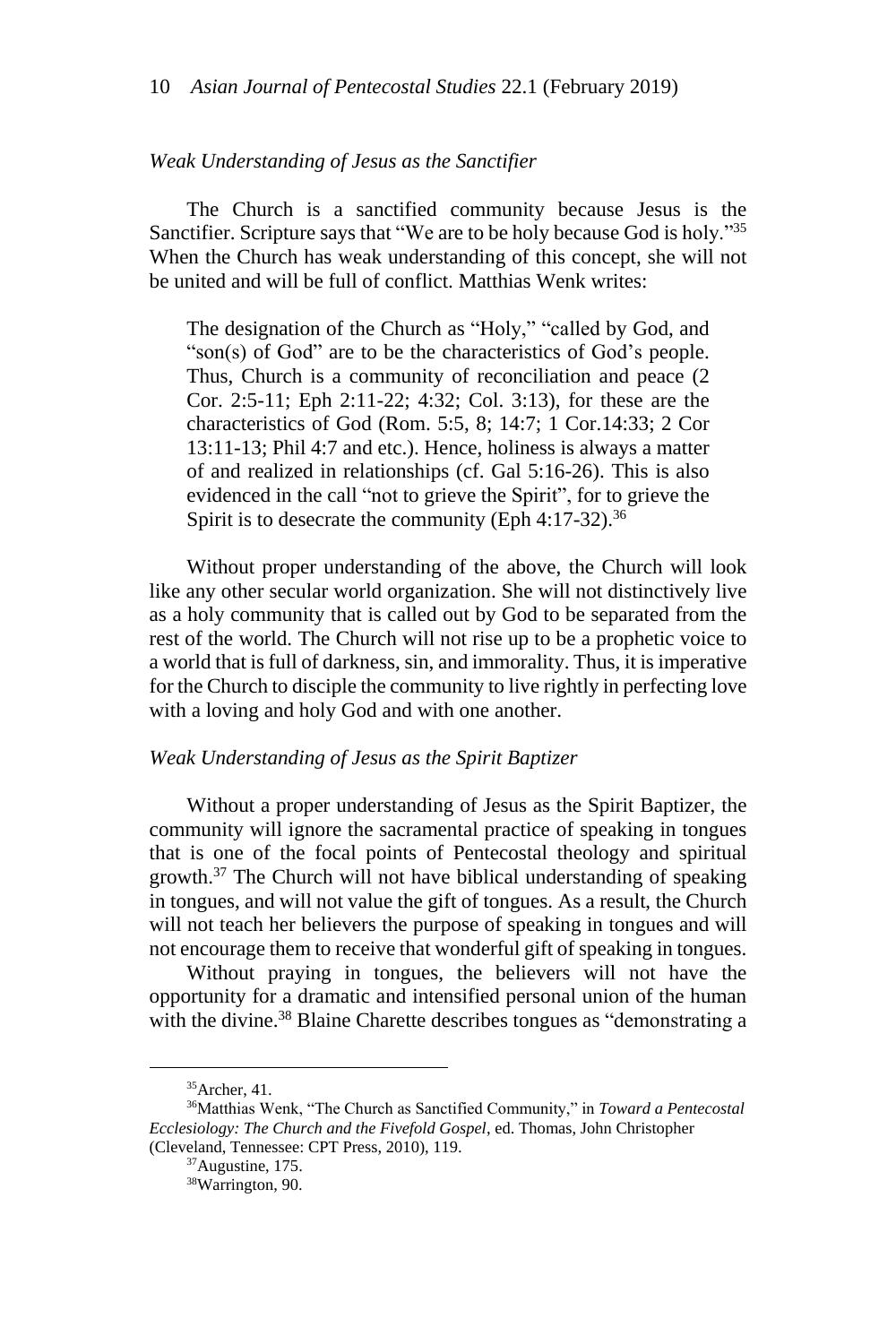*Weak Understanding of Jesus as the Sanctifier*

The Church is a sanctified community because Jesus is the Sanctifier. Scripture says that "We are to be holy because God is holy."[35] When the Church has weak understanding of this concept, she will not be united and will be full of conflict. Matthias Wenk writes:

> The designation of the Church as "Holy," "called by God, and "son(s) of God" are to be the characteristics of God's people. Thus, Church is a community of reconciliation and peace (2 Cor. 2:5-11; Eph 2:11-22; 4:32; Col. 3:13), for these are the characteristics of God (Rom. 5:5, 8; 14:7; 1 Cor.14:33; 2 Cor 13:11-13; Phil 4:7 and etc.). Hence, holiness is always a matter of and realized in relationships (cf. Gal 5:16-26). This is also evidenced in the call "not to grieve the Spirit", for to grieve the Spirit is to desecrate the community (Eph 4:17-32).[36]

Without proper understanding of the above, the Church will look like any other secular world organization. She will not distinctively live as a holy community that is called out by God to be separated from the rest of the world. The Church will not rise up to be a prophetic voice to a world that is full of darkness, sin, and immorality. Thus, it is imperative for the Church to disciple the community to live rightly in perfecting love with a loving and holy God and with one another.

*Weak Understanding of Jesus as the Spirit Baptizer*

Without a proper understanding of Jesus as the Spirit Baptizer, the community will ignore the sacramental practice of speaking in tongues that is one of the focal points of Pentecostal theology and spiritual growth.[37] The Church will not have biblical understanding of speaking in tongues, and will not value the gift of tongues. As a result, the Church will not teach her believers the purpose of speaking in tongues and will not encourage them to receive that wonderful gift of speaking in tongues.

Without praying in tongues, the believers will not have the opportunity for a dramatic and intensified personal union of the human with the divine.[38] Blaine Charette describes tongues as "demonstrating a

---

[35] Archer, 41.

[36] Matthias Wenk, "The Church as Sanctified Community," in *Toward a Pentecostal Ecclesiology: The Church and the Fivefold Gospel*, ed. Thomas, John Christopher (Cleveland, Tennessee: CPT Press, 2010), 119.

[37] Augustine, 175.

[38] Warrington, 90.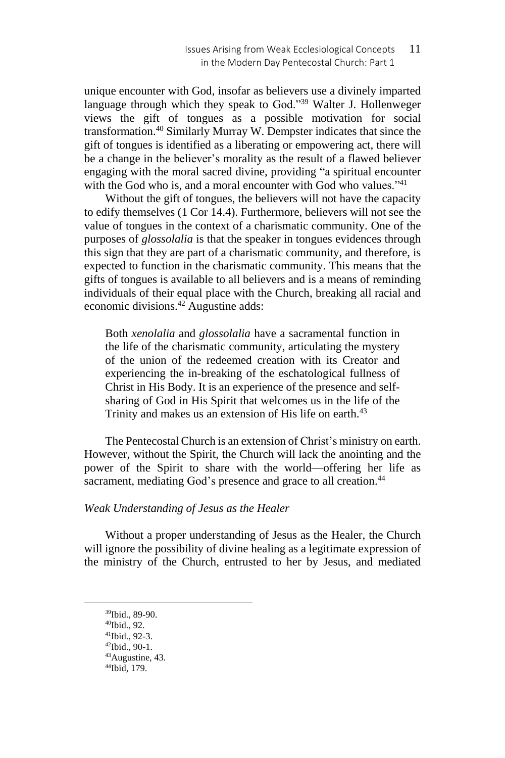unique encounter with God, insofar as believers use a divinely imparted language through which they speak to God."[39] Walter J. Hollenweger views the gift of tongues as a possible motivation for social transformation.[40] Similarly Murray W. Dempster indicates that since the gift of tongues is identified as a liberating or empowering act, there will be a change in the believer's morality as the result of a flawed believer engaging with the moral sacred divine, providing "a spiritual encounter with the God who is, and a moral encounter with God who values."[41]

Without the gift of tongues, the believers will not have the capacity to edify themselves (1 Cor 14.4). Furthermore, believers will not see the value of tongues in the context of a charismatic community. One of the purposes of *glossolalia* is that the speaker in tongues evidences through this sign that they are part of a charismatic community, and therefore, is expected to function in the charismatic community. This means that the gifts of tongues is available to all believers and is a means of reminding individuals of their equal place with the Church, breaking all racial and economic divisions.[42] Augustine adds:

> Both *xenolalia* and *glossolalia* have a sacramental function in the life of the charismatic community, articulating the mystery of the union of the redeemed creation with its Creator and experiencing the in-breaking of the eschatological fullness of Christ in His Body. It is an experience of the presence and self-sharing of God in His Spirit that welcomes us in the life of the Trinity and makes us an extension of His life on earth.[43]

The Pentecostal Church is an extension of Christ's ministry on earth. However, without the Spirit, the Church will lack the anointing and the power of the Spirit to share with the world—offering her life as sacrament, mediating God's presence and grace to all creation.[44]

*Weak Understanding of Jesus as the Healer*

Without a proper understanding of Jesus as the Healer, the Church will ignore the possibility of divine healing as a legitimate expression of the ministry of the Church, entrusted to her by Jesus, and mediated

---

[39] Ibid., 89-90.
[40] Ibid., 92.
[41] Ibid., 92-3.
[42] Ibid., 90-1.
[43] Augustine, 43.
[44] Ibid, 179.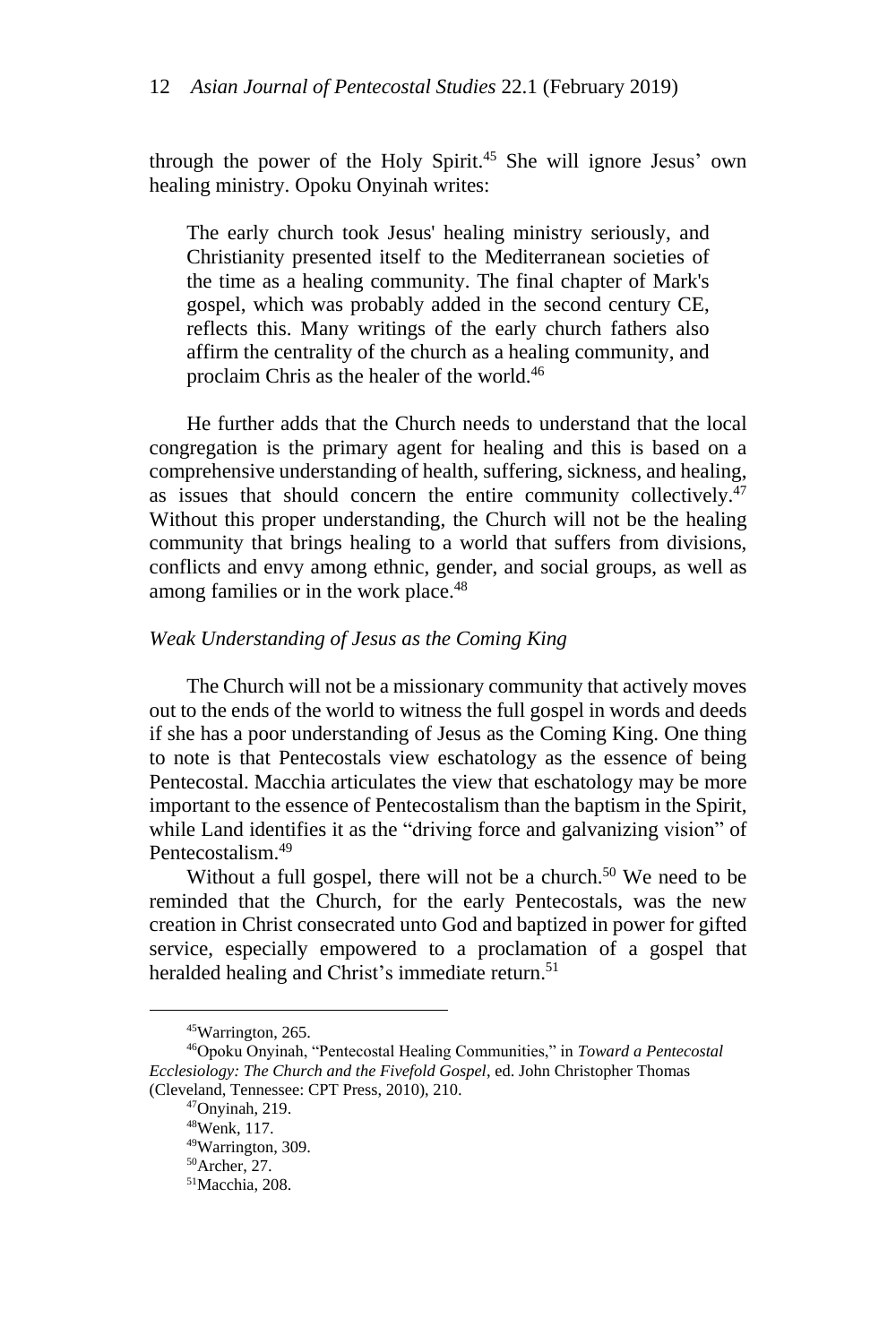through the power of the Holy Spirit.[45] She will ignore Jesus' own healing ministry. Opoku Onyinah writes:

> The early church took Jesus' healing ministry seriously, and Christianity presented itself to the Mediterranean societies of the time as a healing community. The final chapter of Mark's gospel, which was probably added in the second century CE, reflects this. Many writings of the early church fathers also affirm the centrality of the church as a healing community, and proclaim Chris as the healer of the world.[46]

He further adds that the Church needs to understand that the local congregation is the primary agent for healing and this is based on a comprehensive understanding of health, suffering, sickness, and healing, as issues that should concern the entire community collectively.[47] Without this proper understanding, the Church will not be the healing community that brings healing to a world that suffers from divisions, conflicts and envy among ethnic, gender, and social groups, as well as among families or in the work place.[48]

### *Weak Understanding of Jesus as the Coming King*

The Church will not be a missionary community that actively moves out to the ends of the world to witness the full gospel in words and deeds if she has a poor understanding of Jesus as the Coming King. One thing to note is that Pentecostals view eschatology as the essence of being Pentecostal. Macchia articulates the view that eschatology may be more important to the essence of Pentecostalism than the baptism in the Spirit, while Land identifies it as the "driving force and galvanizing vision" of Pentecostalism.[49]

Without a full gospel, there will not be a church.[50] We need to be reminded that the Church, for the early Pentecostals, was the new creation in Christ consecrated unto God and baptized in power for gifted service, especially empowered to a proclamation of a gospel that heralded healing and Christ's immediate return.[51]

---

[45]Warrington, 265.

[46]Opoku Onyinah, "Pentecostal Healing Communities," in *Toward a Pentecostal Ecclesiology: The Church and the Fivefold Gospel*, ed. John Christopher Thomas (Cleveland, Tennessee: CPT Press, 2010), 210.

[47]Onyinah, 219.

[48]Wenk, 117.

[49]Warrington, 309.

[50]Archer, 27.

[51]Macchia, 208.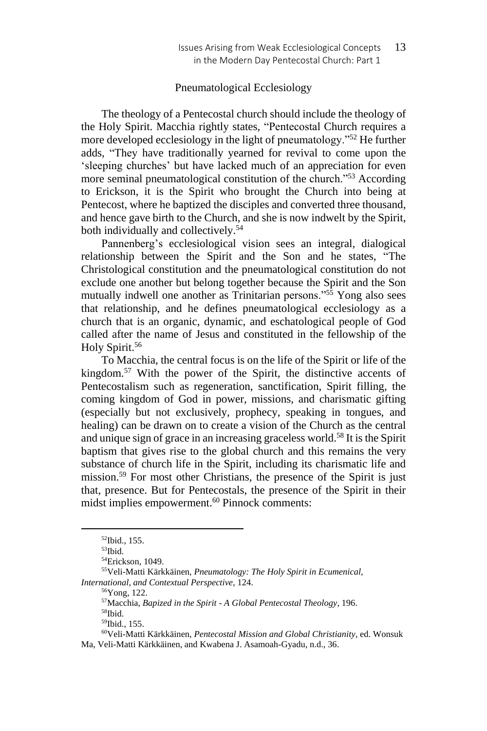## Pneumatological Ecclesiology

The theology of a Pentecostal church should include the theology of the Holy Spirit. Macchia rightly states, "Pentecostal Church requires a more developed ecclesiology in the light of pneumatology."[52] He further adds, "They have traditionally yearned for revival to come upon the 'sleeping churches' but have lacked much of an appreciation for even more seminal pneumatological constitution of the church."[53] According to Erickson, it is the Spirit who brought the Church into being at Pentecost, where he baptized the disciples and converted three thousand, and hence gave birth to the Church, and she is now indwelt by the Spirit, both individually and collectively.[54]

Pannenberg's ecclesiological vision sees an integral, dialogical relationship between the Spirit and the Son and he states, "The Christological constitution and the pneumatological constitution do not exclude one another but belong together because the Spirit and the Son mutually indwell one another as Trinitarian persons."[55] Yong also sees that relationship, and he defines pneumatological ecclesiology as a church that is an organic, dynamic, and eschatological people of God called after the name of Jesus and constituted in the fellowship of the Holy Spirit.[56]

To Macchia, the central focus is on the life of the Spirit or life of the kingdom.[57] With the power of the Spirit, the distinctive accents of Pentecostalism such as regeneration, sanctification, Spirit filling, the coming kingdom of God in power, missions, and charismatic gifting (especially but not exclusively, prophecy, speaking in tongues, and healing) can be drawn on to create a vision of the Church as the central and unique sign of grace in an increasing graceless world.[58] It is the Spirit baptism that gives rise to the global church and this remains the very substance of church life in the Spirit, including its charismatic life and mission.[59] For most other Christians, the presence of the Spirit is just that, presence. But for Pentecostals, the presence of the Spirit in their midst implies empowerment.[60] Pinnock comments:

---

[52]Ibid., 155.

[53]Ibid.

[54]Erickson, 1049.

[55]Veli-Matti Kärkkäinen, *Pneumatology: The Holy Spirit in Ecumenical, International, and Contextual Perspective*, 124.

[56]Yong, 122.

[57]Macchia, *Bapized in the Spirit - A Global Pentecostal Theology*, 196.

[58]Ibid.

[59]Ibid., 155.

[60]Veli-Matti Kärkkäinen, *Pentecostal Mission and Global Christianity*, ed. Wonsuk Ma, Veli-Matti Kärkkäinen, and Kwabena J. Asamoah-Gyadu, n.d., 36.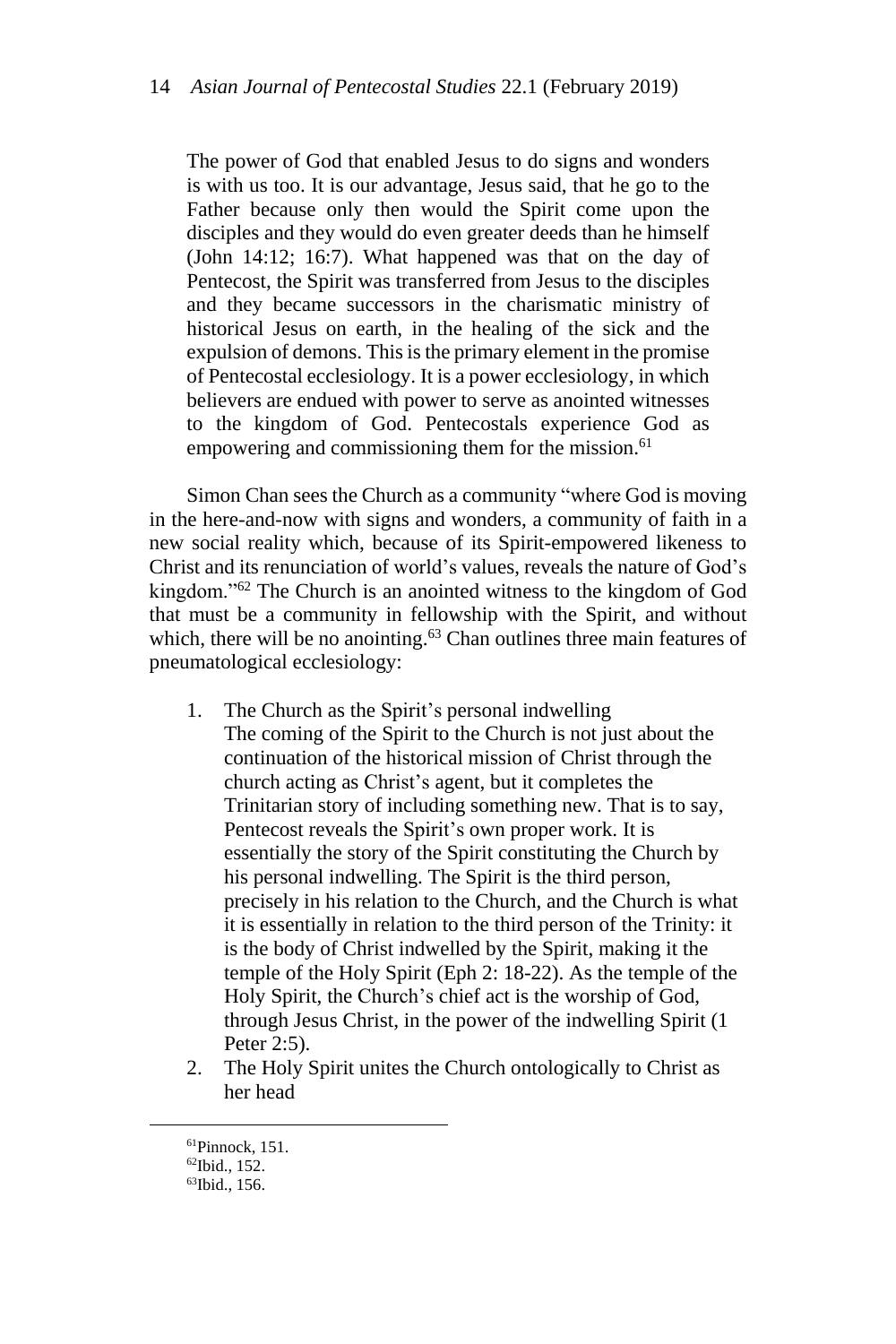> The power of God that enabled Jesus to do signs and wonders is with us too. It is our advantage, Jesus said, that he go to the Father because only then would the Spirit come upon the disciples and they would do even greater deeds than he himself (John 14:12; 16:7). What happened was that on the day of Pentecost, the Spirit was transferred from Jesus to the disciples and they became successors in the charismatic ministry of historical Jesus on earth, in the healing of the sick and the expulsion of demons. This is the primary element in the promise of Pentecostal ecclesiology. It is a power ecclesiology, in which believers are endued with power to serve as anointed witnesses to the kingdom of God. Pentecostals experience God as empowering and commissioning them for the mission.[61]

Simon Chan sees the Church as a community "where God is moving in the here-and-now with signs and wonders, a community of faith in a new social reality which, because of its Spirit-empowered likeness to Christ and its renunciation of world's values, reveals the nature of God's kingdom."[62] The Church is an anointed witness to the kingdom of God that must be a community in fellowship with the Spirit, and without which, there will be no anointing.[63] Chan outlines three main features of pneumatological ecclesiology:

1. The Church as the Spirit's personal indwelling
   The coming of the Spirit to the Church is not just about the continuation of the historical mission of Christ through the church acting as Christ's agent, but it completes the Trinitarian story of including something new. That is to say, Pentecost reveals the Spirit's own proper work. It is essentially the story of the Spirit constituting the Church by his personal indwelling. The Spirit is the third person, precisely in his relation to the Church, and the Church is what it is essentially in relation to the third person of the Trinity: it is the body of Christ indwelled by the Spirit, making it the temple of the Holy Spirit (Eph 2: 18-22). As the temple of the Holy Spirit, the Church's chief act is the worship of God, through Jesus Christ, in the power of the indwelling Spirit (1 Peter 2:5).
2. The Holy Spirit unites the Church ontologically to Christ as her head

---

[61]Pinnock, 151.
[62]Ibid., 152.
[63]Ibid., 156.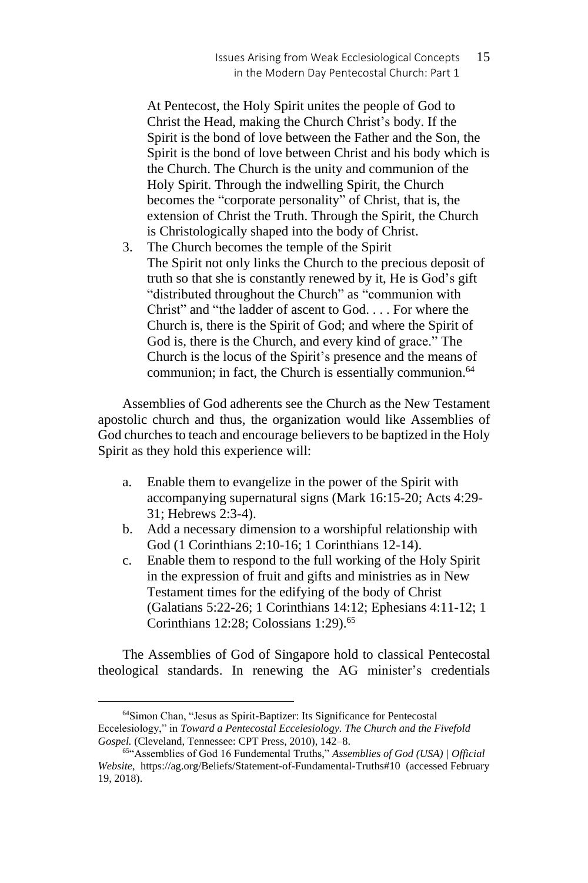At Pentecost, the Holy Spirit unites the people of God to Christ the Head, making the Church Christ's body. If the Spirit is the bond of love between the Father and the Son, the Spirit is the bond of love between Christ and his body which is the Church. The Church is the unity and communion of the Holy Spirit. Through the indwelling Spirit, the Church becomes the "corporate personality" of Christ, that is, the extension of Christ the Truth. Through the Spirit, the Church is Christologically shaped into the body of Christ.

3. The Church becomes the temple of the Spirit
   The Spirit not only links the Church to the precious deposit of truth so that she is constantly renewed by it, He is God's gift "distributed throughout the Church" as "communion with Christ" and "the ladder of ascent to God. . . . For where the Church is, there is the Spirit of God; and where the Spirit of God is, there is the Church, and every kind of grace." The Church is the locus of the Spirit's presence and the means of communion; in fact, the Church is essentially communion.[64]

Assemblies of God adherents see the Church as the New Testament apostolic church and thus, the organization would like Assemblies of God churches to teach and encourage believers to be baptized in the Holy Spirit as they hold this experience will:

a. Enable them to evangelize in the power of the Spirit with accompanying supernatural signs (Mark 16:15-20; Acts 4:29-31; Hebrews 2:3-4).
b. Add a necessary dimension to a worshipful relationship with God (1 Corinthians 2:10-16; 1 Corinthians 12-14).
c. Enable them to respond to the full working of the Holy Spirit in the expression of fruit and gifts and ministries as in New Testament times for the edifying of the body of Christ (Galatians 5:22-26; 1 Corinthians 14:12; Ephesians 4:11-12; 1 Corinthians 12:28; Colossians 1:29).[65]

The Assemblies of God of Singapore hold to classical Pentecostal theological standards. In renewing the AG minister's credentials

---

[64] Simon Chan, "Jesus as Spirit-Baptizer: Its Significance for Pentecostal Eccelesiology," in *Toward a Pentecostal Eccelesiology. The Church and the Fivefold Gospel.* (Cleveland, Tennessee: CPT Press, 2010), 142–8.

[65] "Assemblies of God 16 Fundemental Truths," *Assemblies of God (USA) | Official Website*, https://ag.org/Beliefs/Statement-of-Fundamental-Truths#10 (accessed February 19, 2018).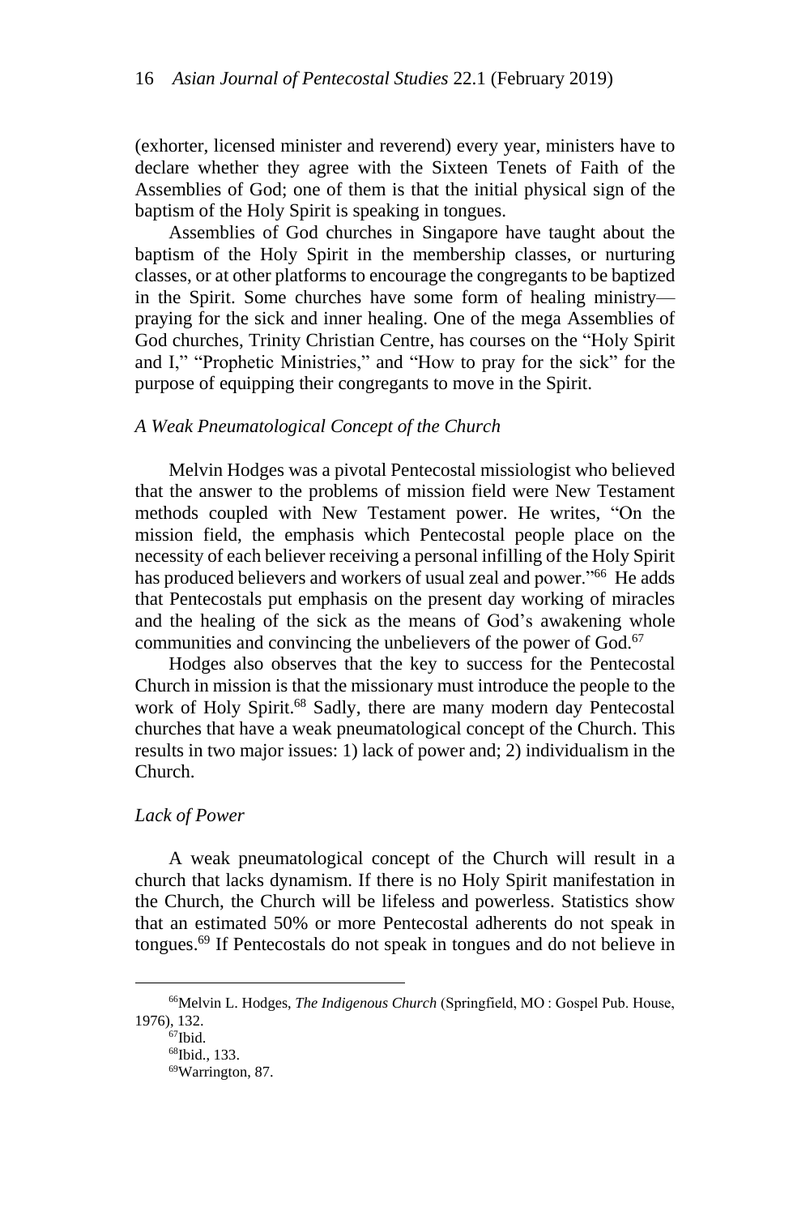(exhorter, licensed minister and reverend) every year, ministers have to declare whether they agree with the Sixteen Tenets of Faith of the Assemblies of God; one of them is that the initial physical sign of the baptism of the Holy Spirit is speaking in tongues.

Assemblies of God churches in Singapore have taught about the baptism of the Holy Spirit in the membership classes, or nurturing classes, or at other platforms to encourage the congregants to be baptized in the Spirit. Some churches have some form of healing ministry—praying for the sick and inner healing. One of the mega Assemblies of God churches, Trinity Christian Centre, has courses on the "Holy Spirit and I," "Prophetic Ministries," and "How to pray for the sick" for the purpose of equipping their congregants to move in the Spirit.

### *A Weak Pneumatological Concept of the Church*

Melvin Hodges was a pivotal Pentecostal missiologist who believed that the answer to the problems of mission field were New Testament methods coupled with New Testament power. He writes, "On the mission field, the emphasis which Pentecostal people place on the necessity of each believer receiving a personal infilling of the Holy Spirit has produced believers and workers of usual zeal and power."[66] He adds that Pentecostals put emphasis on the present day working of miracles and the healing of the sick as the means of God's awakening whole communities and convincing the unbelievers of the power of God.[67]

Hodges also observes that the key to success for the Pentecostal Church in mission is that the missionary must introduce the people to the work of Holy Spirit.[68] Sadly, there are many modern day Pentecostal churches that have a weak pneumatological concept of the Church. This results in two major issues: 1) lack of power and; 2) individualism in the Church.

### *Lack of Power*

A weak pneumatological concept of the Church will result in a church that lacks dynamism. If there is no Holy Spirit manifestation in the Church, the Church will be lifeless and powerless. Statistics show that an estimated 50% or more Pentecostal adherents do not speak in tongues.[69] If Pentecostals do not speak in tongues and do not believe in

---

[66]Melvin L. Hodges, *The Indigenous Church* (Springfield, MO : Gospel Pub. House, 1976), 132.

[67]Ibid.

[68]Ibid., 133.

[69]Warrington, 87.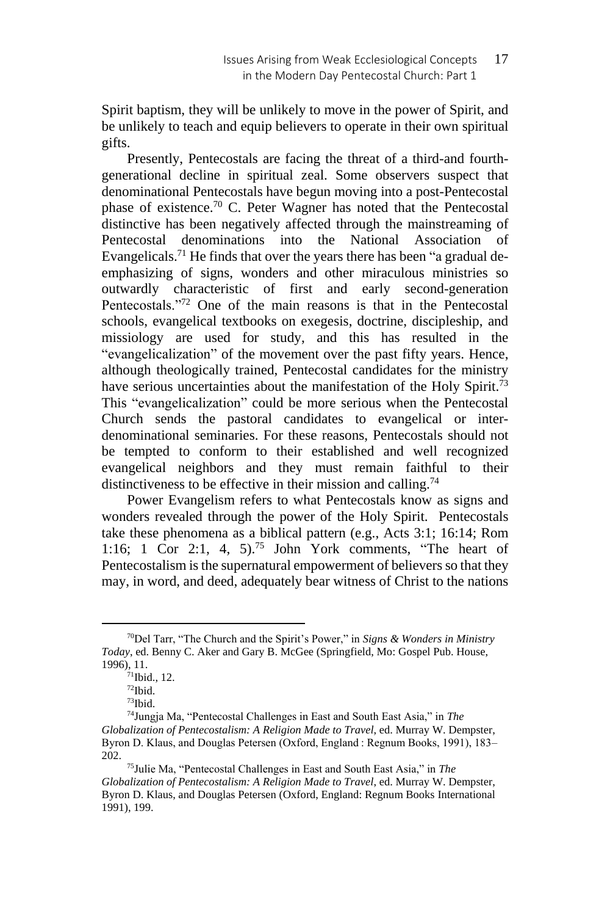Spirit baptism, they will be unlikely to move in the power of Spirit, and be unlikely to teach and equip believers to operate in their own spiritual gifts.

Presently, Pentecostals are facing the threat of a third-and fourth-generational decline in spiritual zeal. Some observers suspect that denominational Pentecostals have begun moving into a post-Pentecostal phase of existence.[70] C. Peter Wagner has noted that the Pentecostal distinctive has been negatively affected through the mainstreaming of Pentecostal denominations into the National Association of Evangelicals.[71] He finds that over the years there has been "a gradual de-emphasizing of signs, wonders and other miraculous ministries so outwardly characteristic of first and early second-generation Pentecostals."[72] One of the main reasons is that in the Pentecostal schools, evangelical textbooks on exegesis, doctrine, discipleship, and missiology are used for study, and this has resulted in the "evangelicalization" of the movement over the past fifty years. Hence, although theologically trained, Pentecostal candidates for the ministry have serious uncertainties about the manifestation of the Holy Spirit.[73] This "evangelicalization" could be more serious when the Pentecostal Church sends the pastoral candidates to evangelical or inter-denominational seminaries. For these reasons, Pentecostals should not be tempted to conform to their established and well recognized evangelical neighbors and they must remain faithful to their distinctiveness to be effective in their mission and calling.[74]

Power Evangelism refers to what Pentecostals know as signs and wonders revealed through the power of the Holy Spirit. Pentecostals take these phenomena as a biblical pattern (e.g., Acts 3:1; 16:14; Rom 1:16; 1 Cor 2:1, 4, 5).[75] John York comments, "The heart of Pentecostalism is the supernatural empowerment of believers so that they may, in word, and deed, adequately bear witness of Christ to the nations

---

[70]Del Tarr, "The Church and the Spirit's Power," in *Signs & Wonders in Ministry Today*, ed. Benny C. Aker and Gary B. McGee (Springfield, Mo: Gospel Pub. House, 1996), 11.

[71]Ibid., 12.

[72]Ibid.

[73]Ibid.

[74]Jungja Ma, "Pentecostal Challenges in East and South East Asia," in *The Globalization of Pentecostalism: A Religion Made to Travel*, ed. Murray W. Dempster, Byron D. Klaus, and Douglas Petersen (Oxford, England : Regnum Books, 1991), 183–202.

[75]Julie Ma, "Pentecostal Challenges in East and South East Asia," in *The Globalization of Pentecostalism: A Religion Made to Travel*, ed. Murray W. Dempster, Byron D. Klaus, and Douglas Petersen (Oxford, England: Regnum Books International 1991), 199.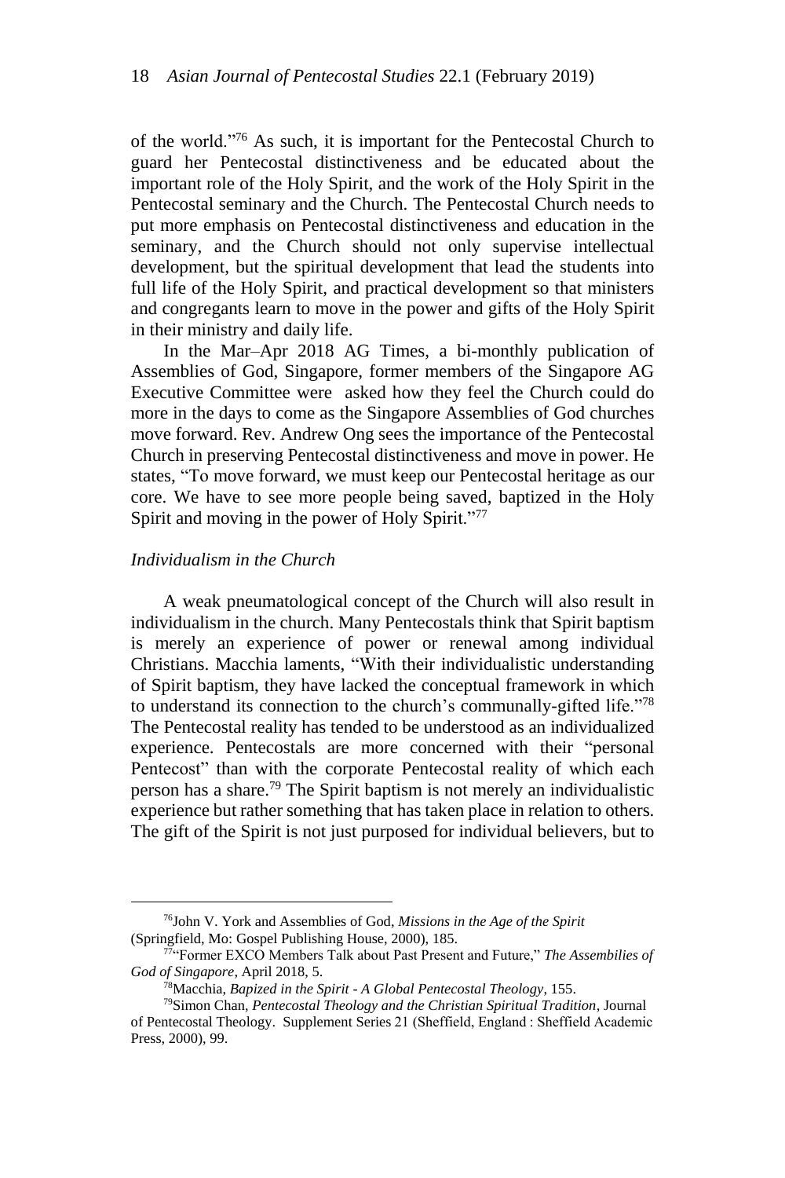of the world."[76] As such, it is important for the Pentecostal Church to guard her Pentecostal distinctiveness and be educated about the important role of the Holy Spirit, and the work of the Holy Spirit in the Pentecostal seminary and the Church. The Pentecostal Church needs to put more emphasis on Pentecostal distinctiveness and education in the seminary, and the Church should not only supervise intellectual development, but the spiritual development that lead the students into full life of the Holy Spirit, and practical development so that ministers and congregants learn to move in the power and gifts of the Holy Spirit in their ministry and daily life.

In the Mar–Apr 2018 AG Times, a bi-monthly publication of Assemblies of God, Singapore, former members of the Singapore AG Executive Committee were asked how they feel the Church could do more in the days to come as the Singapore Assemblies of God churches move forward. Rev. Andrew Ong sees the importance of the Pentecostal Church in preserving Pentecostal distinctiveness and move in power. He states, "To move forward, we must keep our Pentecostal heritage as our core. We have to see more people being saved, baptized in the Holy Spirit and moving in the power of Holy Spirit."[77]

### *Individualism in the Church*

A weak pneumatological concept of the Church will also result in individualism in the church. Many Pentecostals think that Spirit baptism is merely an experience of power or renewal among individual Christians. Macchia laments, "With their individualistic understanding of Spirit baptism, they have lacked the conceptual framework in which to understand its connection to the church's communally-gifted life."[78] The Pentecostal reality has tended to be understood as an individualized experience. Pentecostals are more concerned with their "personal Pentecost" than with the corporate Pentecostal reality of which each person has a share.[79] The Spirit baptism is not merely an individualistic experience but rather something that has taken place in relation to others. The gift of the Spirit is not just purposed for individual believers, but to

---

[76]John V. York and Assemblies of God, *Missions in the Age of the Spirit* (Springfield, Mo: Gospel Publishing House, 2000), 185.

[77]"Former EXCO Members Talk about Past Present and Future," *The Assemblies of God of Singapore*, April 2018, 5.

[78]Macchia, *Bapized in the Spirit - A Global Pentecostal Theology*, 155.

[79]Simon Chan, *Pentecostal Theology and the Christian Spiritual Tradition*, Journal of Pentecostal Theology. Supplement Series 21 (Sheffield, England : Sheffield Academic Press, 2000), 99.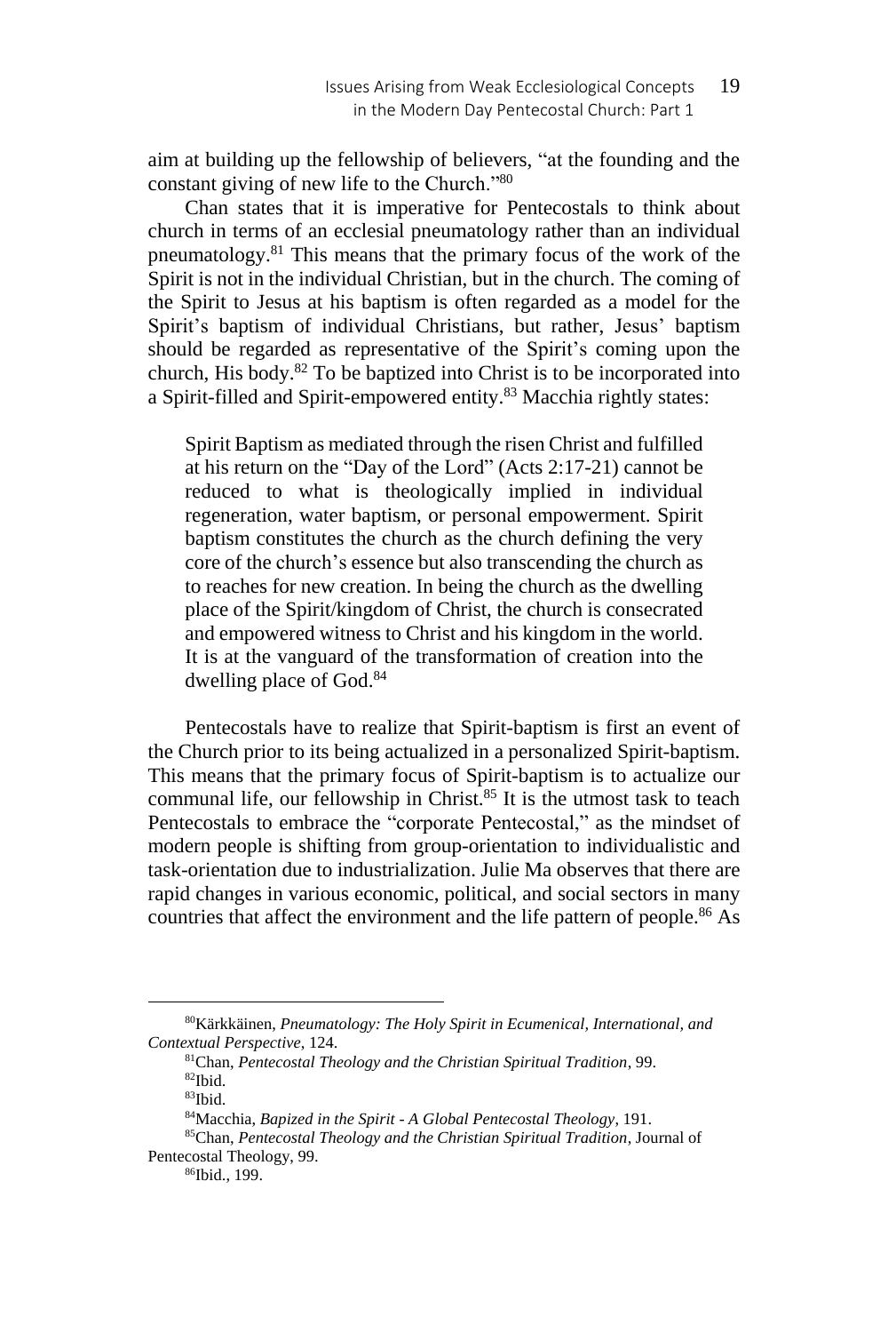aim at building up the fellowship of believers, "at the founding and the constant giving of new life to the Church."[80]

Chan states that it is imperative for Pentecostals to think about church in terms of an ecclesial pneumatology rather than an individual pneumatology.[81] This means that the primary focus of the work of the Spirit is not in the individual Christian, but in the church. The coming of the Spirit to Jesus at his baptism is often regarded as a model for the Spirit's baptism of individual Christians, but rather, Jesus' baptism should be regarded as representative of the Spirit's coming upon the church, His body.[82] To be baptized into Christ is to be incorporated into a Spirit-filled and Spirit-empowered entity.[83] Macchia rightly states:

> Spirit Baptism as mediated through the risen Christ and fulfilled at his return on the "Day of the Lord" (Acts 2:17-21) cannot be reduced to what is theologically implied in individual regeneration, water baptism, or personal empowerment. Spirit baptism constitutes the church as the church defining the very core of the church's essence but also transcending the church as to reaches for new creation. In being the church as the dwelling place of the Spirit/kingdom of Christ, the church is consecrated and empowered witness to Christ and his kingdom in the world. It is at the vanguard of the transformation of creation into the dwelling place of God.[84]

Pentecostals have to realize that Spirit-baptism is first an event of the Church prior to its being actualized in a personalized Spirit-baptism. This means that the primary focus of Spirit-baptism is to actualize our communal life, our fellowship in Christ.[85] It is the utmost task to teach Pentecostals to embrace the "corporate Pentecostal," as the mindset of modern people is shifting from group-orientation to individualistic and task-orientation due to industrialization. Julie Ma observes that there are rapid changes in various economic, political, and social sectors in many countries that affect the environment and the life pattern of people.[86] As

---

[80] Kärkkäinen, *Pneumatology: The Holy Spirit in Ecumenical, International, and Contextual Perspective*, 124.

[81] Chan, *Pentecostal Theology and the Christian Spiritual Tradition*, 99.

[82] Ibid.

[83] Ibid.

[84] Macchia, *Bapized in the Spirit - A Global Pentecostal Theology*, 191.

[85] Chan, *Pentecostal Theology and the Christian Spiritual Tradition*, Journal of Pentecostal Theology, 99.

[86] Ibid., 199.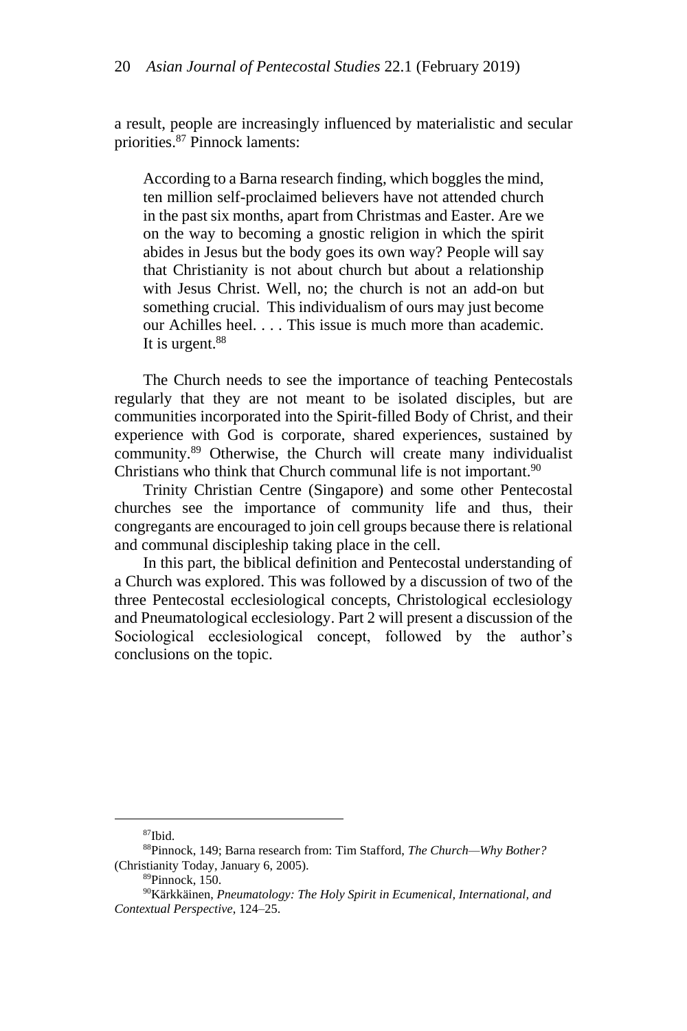a result, people are increasingly influenced by materialistic and secular priorities.[87] Pinnock laments:

> According to a Barna research finding, which boggles the mind, ten million self-proclaimed believers have not attended church in the past six months, apart from Christmas and Easter. Are we on the way to becoming a gnostic religion in which the spirit abides in Jesus but the body goes its own way? People will say that Christianity is not about church but about a relationship with Jesus Christ. Well, no; the church is not an add-on but something crucial. This individualism of ours may just become our Achilles heel. . . . This issue is much more than academic. It is urgent.[88]

The Church needs to see the importance of teaching Pentecostals regularly that they are not meant to be isolated disciples, but are communities incorporated into the Spirit-filled Body of Christ, and their experience with God is corporate, shared experiences, sustained by community.[89] Otherwise, the Church will create many individualist Christians who think that Church communal life is not important.[90]

Trinity Christian Centre (Singapore) and some other Pentecostal churches see the importance of community life and thus, their congregants are encouraged to join cell groups because there is relational and communal discipleship taking place in the cell.

In this part, the biblical definition and Pentecostal understanding of a Church was explored. This was followed by a discussion of two of the three Pentecostal ecclesiological concepts, Christological ecclesiology and Pneumatological ecclesiology. Part 2 will present a discussion of the Sociological ecclesiological concept, followed by the author's conclusions on the topic.

---

[87] Ibid.

[88] Pinnock, 149; Barna research from: Tim Stafford, *The Church—Why Bother?* (Christianity Today, January 6, 2005).

[89] Pinnock, 150.

[90] Kärkkäinen, *Pneumatology: The Holy Spirit in Ecumenical, International, and Contextual Perspective*, 124–25.